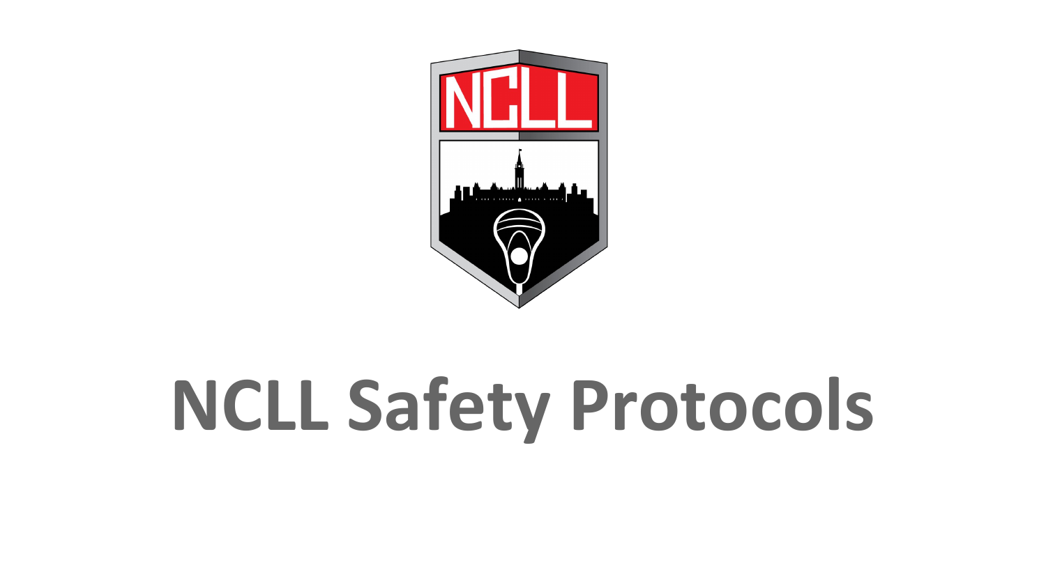# NCLL Safety Protocols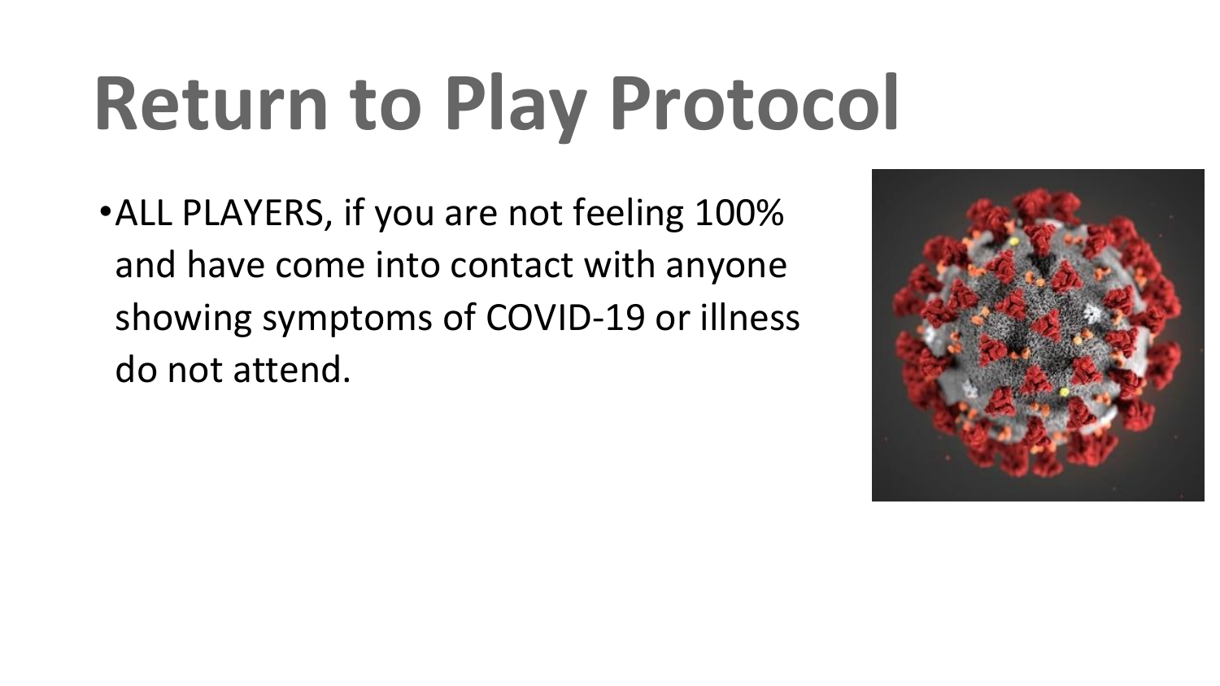# Return to Play Protocol

- ALL PLAYERS, if you are not feeling 100% and have come into contact with anyone showing symptoms of COVID-19 or illness do not attend.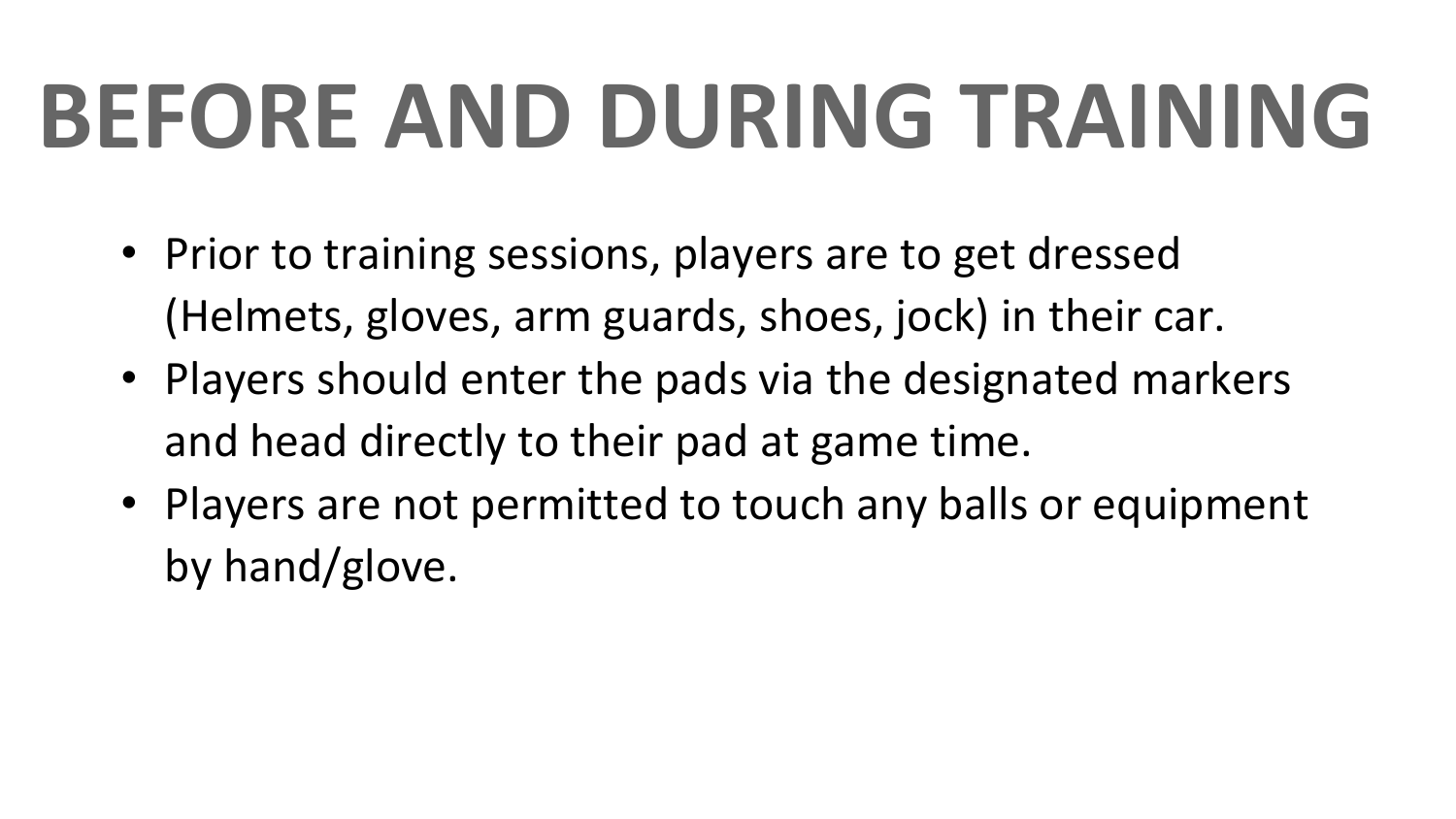# BEFORE AND DURING TRAINING

- Prior to training sessions, players are to get dressed (Helmets, gloves, arm guards, shoes, jock) in their car.
- Players should enter the pads via the designated markers and head directly to their pad at game time.
- Players are not permitted to touch any balls or equipment by hand/glove.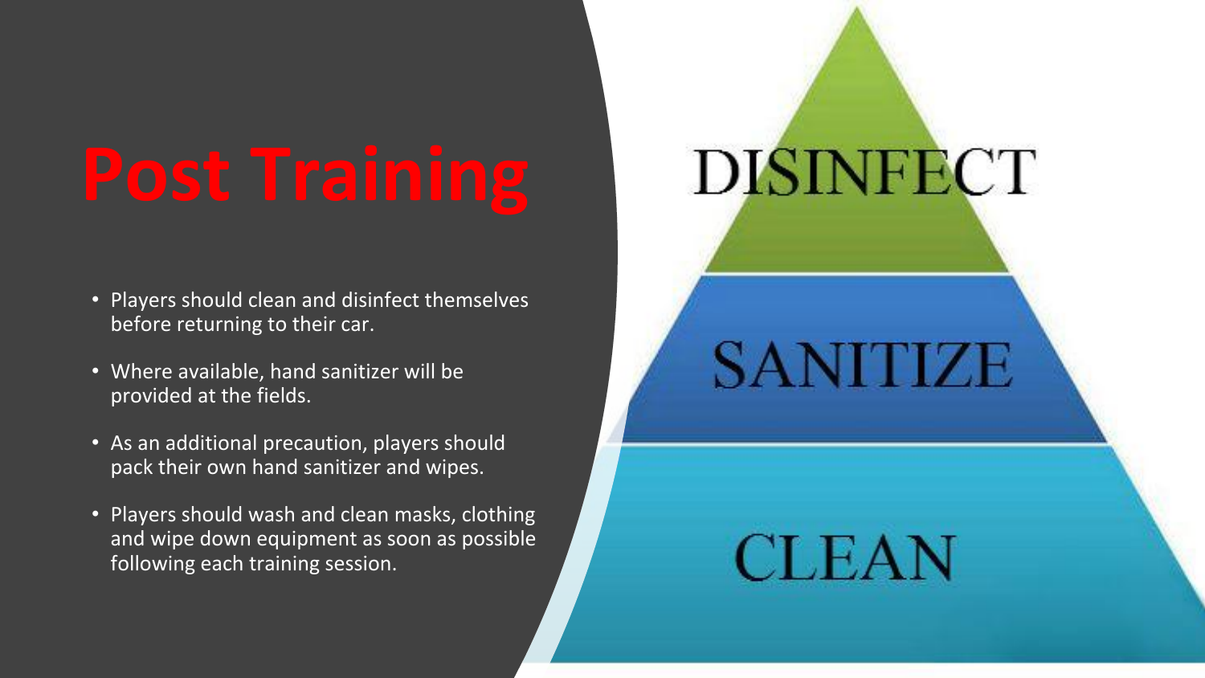# Post Training

- Players should clean and disinfect themselves before returning to their car.
- Where available, hand sanitizer will be provided at the fields.
- As an additional precaution, players should pack their own hand sanitizer and wipes.
- Players should wash and clean masks, clothing and wipe down equipment as soon as possible following each training session.

DISINFECT

SANITIZE

CLEAN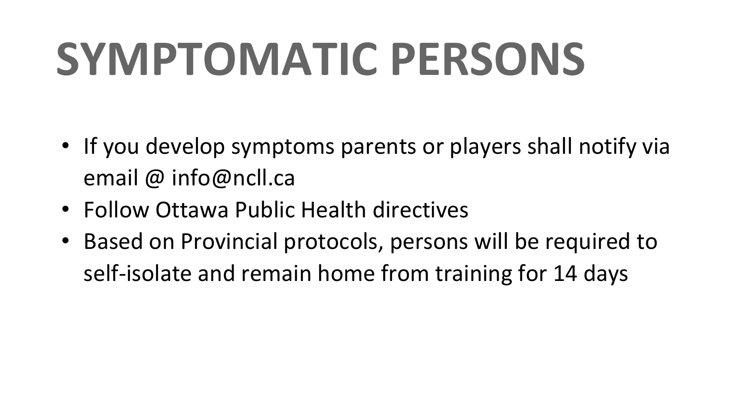# SYMPTOMATIC PERSONS

- If you develop symptoms parents or players shall notify via email @ info@ncll.ca
- Follow Ottawa Public Health directives
- Based on Provincial protocols, persons will be required to self-isolate and remain home from training for 14 days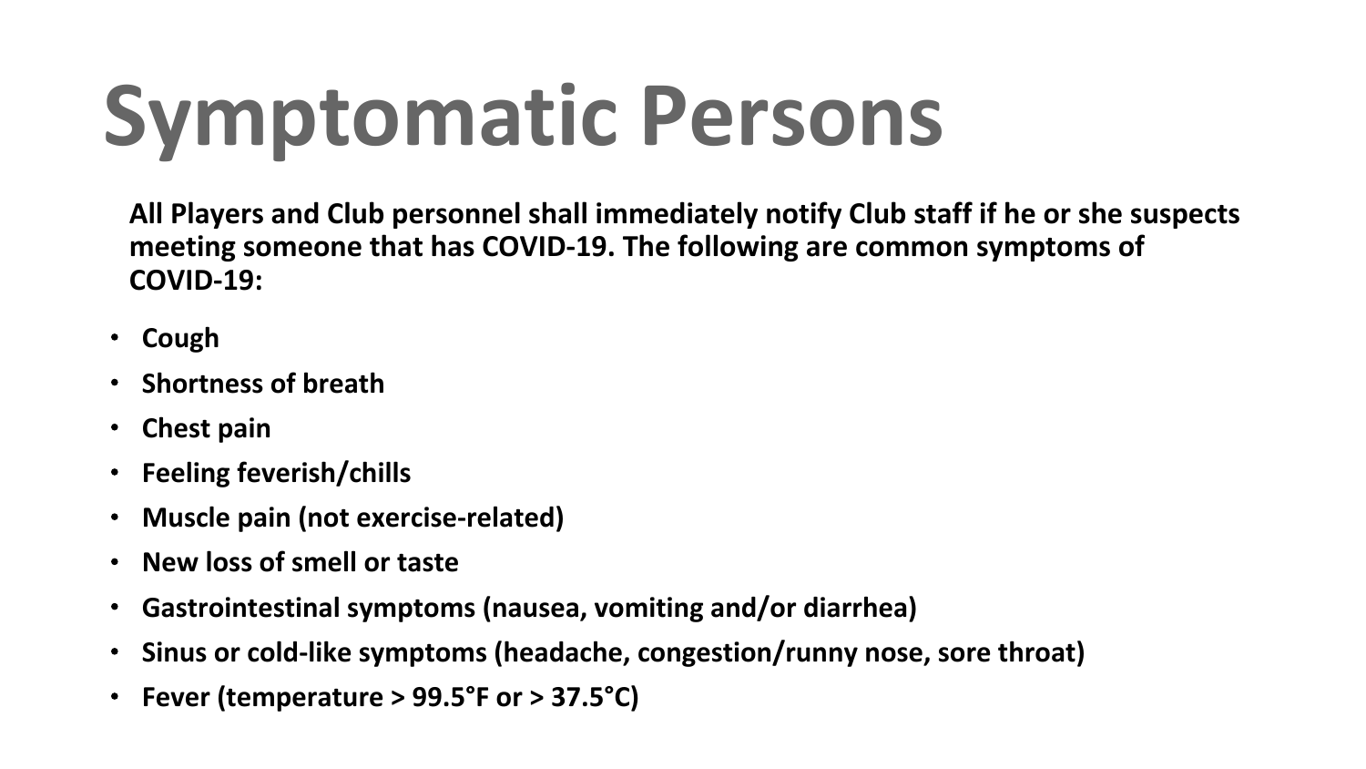# Symptomatic Persons

**All Players and Club personnel shall immediately notify Club staff if he or she suspects meeting someone that has COVID-19. The following are common symptoms of COVID-19:**

- **Cough**
- **Shortness of breath**
- **Chest pain**
- **Feeling feverish/chills**
- **Muscle pain (not exercise-related)**
- **New loss of smell or taste**
- **Gastrointestinal symptoms (nausea, vomiting and/or diarrhea)**
- **Sinus or cold-like symptoms (headache, congestion/runny nose, sore throat)**
- **Fever (temperature > 99.5°F or > 37.5°C)**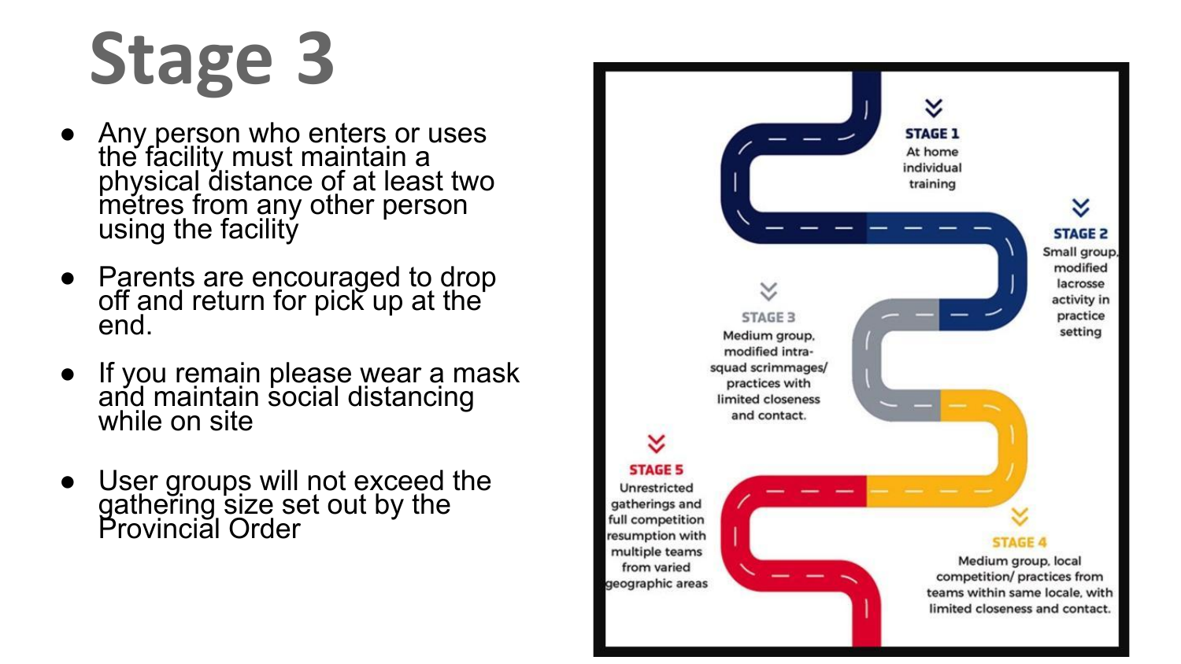# Stage 3

- Any person who enters or uses the facility must maintain a physical distance of at least two metres from any other person using the facility
- Parents are encouraged to drop off and return for pick up at the end.
- If you remain please wear a mask and maintain social distancing while on site
- User groups will not exceed the gathering size set out by the Provincial Order

STAGE 1
At home individual training

STAGE 2
Small group, modified lacrosse activity in practice setting

STAGE 3
Medium group, modified intra-squad scrimmages/ practices with limited closeness and contact.

STAGE 4
Medium group, local competition/ practices from teams within same locale, with limited closeness and contact.

STAGE 5
Unrestricted gatherings and full competition resumption with multiple teams from varied geographic areas